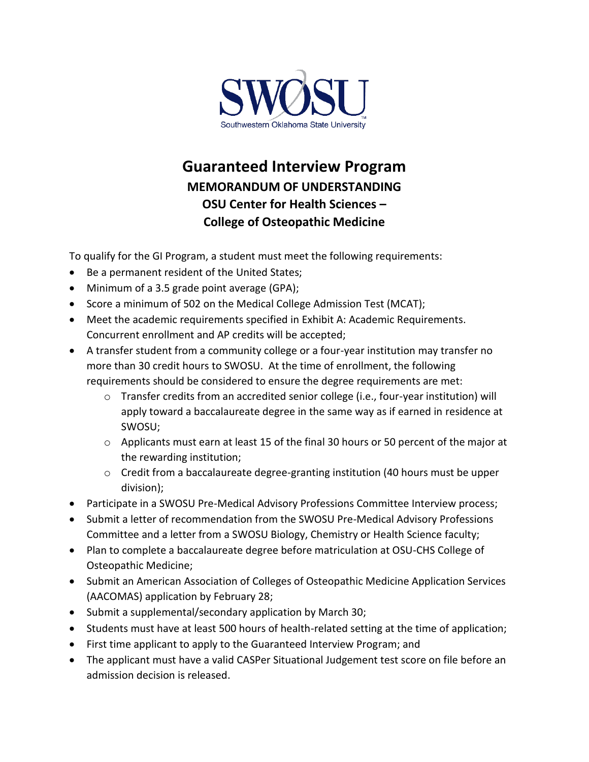SWOSU

Southwestern Oklahoma State University

# Guaranteed Interview Program

## MEMORANDUM OF UNDERSTANDING
## OSU Center for Health Sciences –
## College of Osteopathic Medicine

To qualify for the GI Program, a student must meet the following requirements:

- Be a permanent resident of the United States;
- Minimum of a 3.5 grade point average (GPA);
- Score a minimum of 502 on the Medical College Admission Test (MCAT);
- Meet the academic requirements specified in Exhibit A: Academic Requirements. Concurrent enrollment and AP credits will be accepted;
- A transfer student from a community college or a four-year institution may transfer no more than 30 credit hours to SWOSU. At the time of enrollment, the following requirements should be considered to ensure the degree requirements are met:
    - Transfer credits from an accredited senior college (i.e., four-year institution) will apply toward a baccalaureate degree in the same way as if earned in residence at SWOSU;
    - Applicants must earn at least 15 of the final 30 hours or 50 percent of the major at the rewarding institution;
    - Credit from a baccalaureate degree-granting institution (40 hours must be upper division);
- Participate in a SWOSU Pre-Medical Advisory Professions Committee Interview process;
- Submit a letter of recommendation from the SWOSU Pre-Medical Advisory Professions Committee and a letter from a SWOSU Biology, Chemistry or Health Science faculty;
- Plan to complete a baccalaureate degree before matriculation at OSU-CHS College of Osteopathic Medicine;
- Submit an American Association of Colleges of Osteopathic Medicine Application Services (AACOMAS) application by February 28;
- Submit a supplemental/secondary application by March 30;
- Students must have at least 500 hours of health-related setting at the time of application;
- First time applicant to apply to the Guaranteed Interview Program; and
- The applicant must have a valid CASPer Situational Judgement test score on file before an admission decision is released.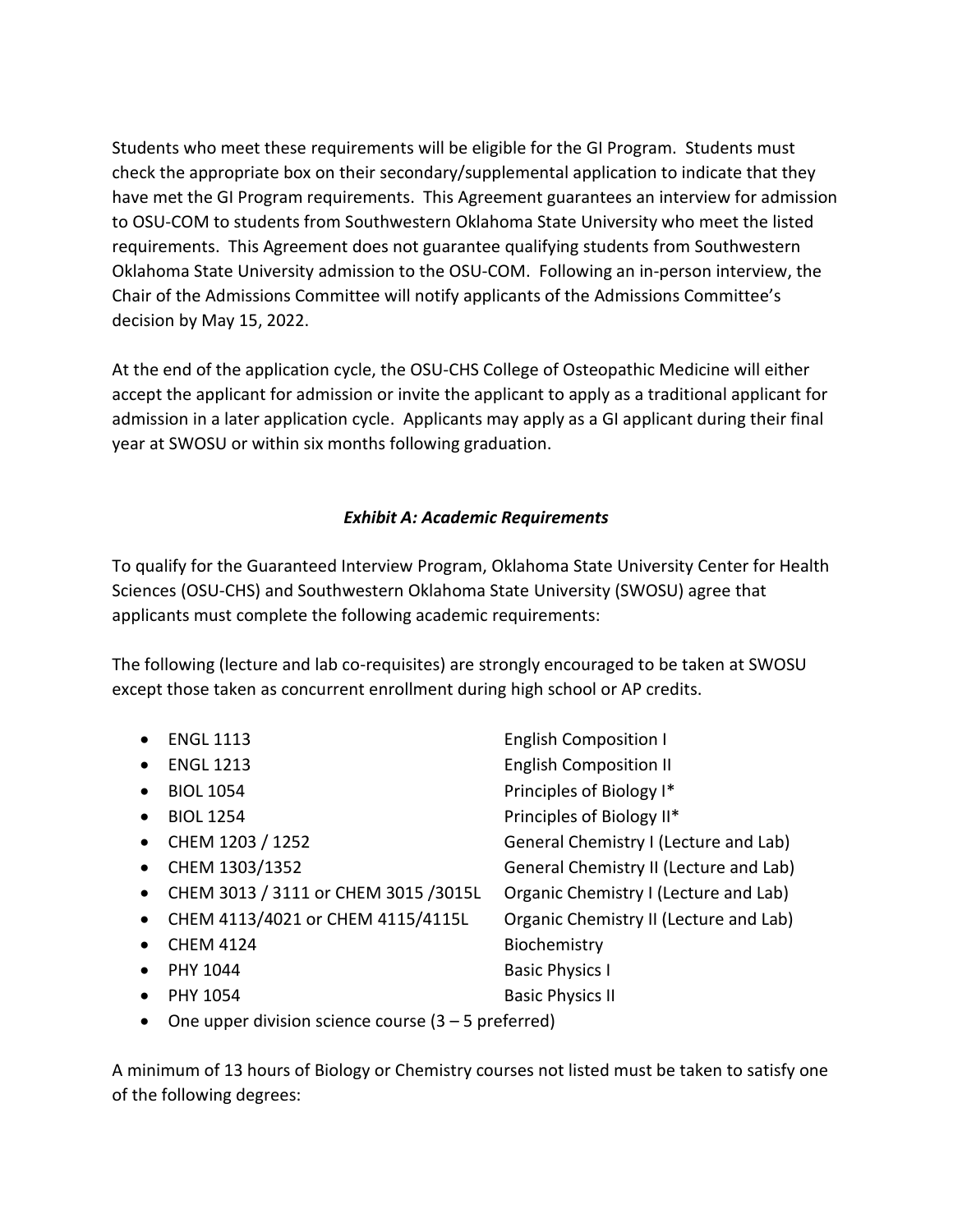Students who meet these requirements will be eligible for the GI Program. Students must check the appropriate box on their secondary/supplemental application to indicate that they have met the GI Program requirements. This Agreement guarantees an interview for admission to OSU-COM to students from Southwestern Oklahoma State University who meet the listed requirements. This Agreement does not guarantee qualifying students from Southwestern Oklahoma State University admission to the OSU-COM. Following an in-person interview, the Chair of the Admissions Committee will notify applicants of the Admissions Committee's decision by May 15, 2022.

At the end of the application cycle, the OSU-CHS College of Osteopathic Medicine will either accept the applicant for admission or invite the applicant to apply as a traditional applicant for admission in a later application cycle. Applicants may apply as a GI applicant during their final year at SWOSU or within six months following graduation.

### *Exhibit A: Academic Requirements*

To qualify for the Guaranteed Interview Program, Oklahoma State University Center for Health Sciences (OSU-CHS) and Southwestern Oklahoma State University (SWOSU) agree that applicants must complete the following academic requirements:

The following (lecture and lab co-requisites) are strongly encouraged to be taken at SWOSU except those taken as concurrent enrollment during high school or AP credits.

- ENGL 1113 — English Composition I
- ENGL 1213 — English Composition II
- BIOL 1054 — Principles of Biology I*
- BIOL 1254 — Principles of Biology II*
- CHEM 1203 / 1252 — General Chemistry I (Lecture and Lab)
- CHEM 1303/1352 — General Chemistry II (Lecture and Lab)
- CHEM 3013 / 3111 or CHEM 3015 /3015L — Organic Chemistry I (Lecture and Lab)
- CHEM 4113/4021 or CHEM 4115/4115L — Organic Chemistry II (Lecture and Lab)
- CHEM 4124 — Biochemistry
- PHY 1044 — Basic Physics I
- PHY 1054 — Basic Physics II
- One upper division science course (3 – 5 preferred)

A minimum of 13 hours of Biology or Chemistry courses not listed must be taken to satisfy one of the following degrees: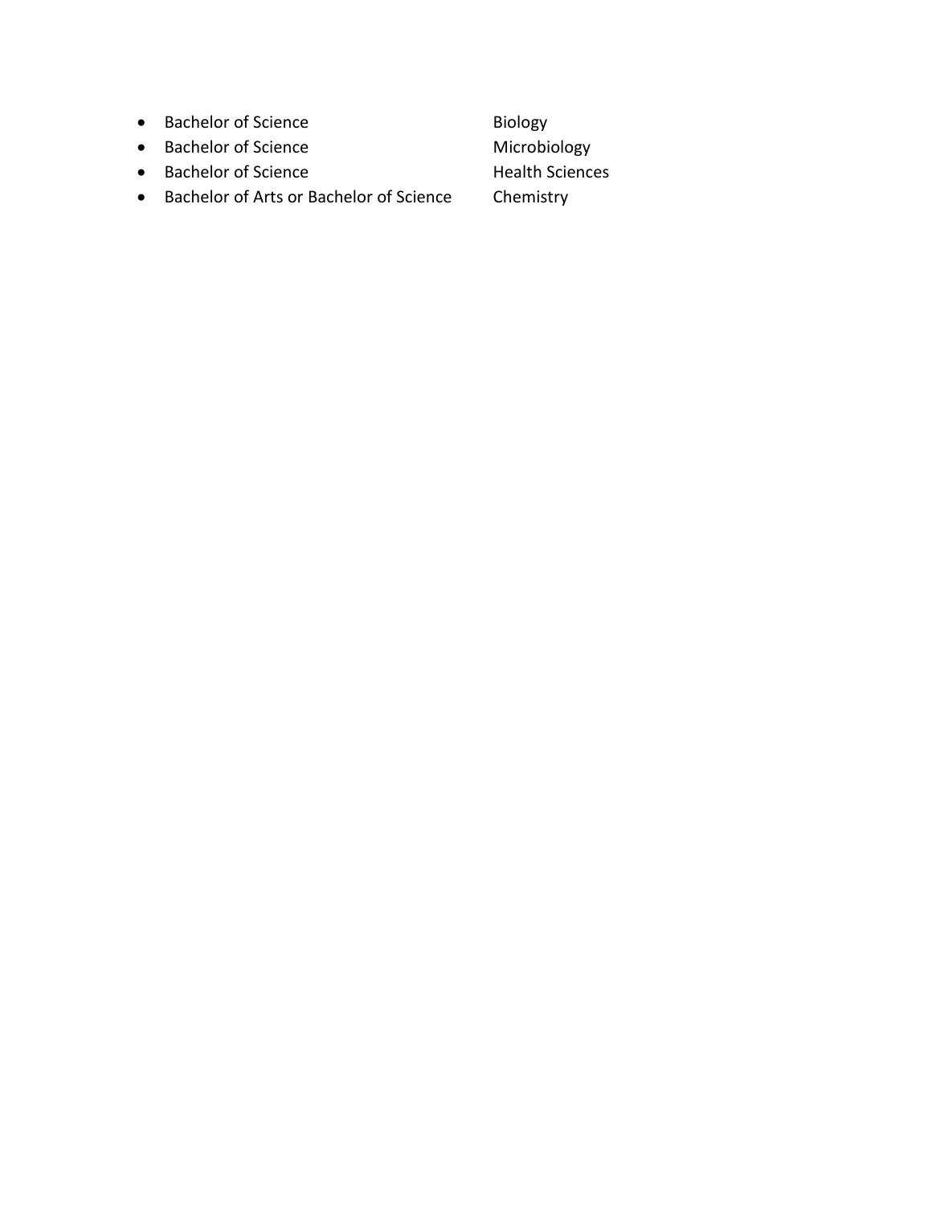| | |
|---|---|
| • Bachelor of Science | Biology |
| • Bachelor of Science | Microbiology |
| • Bachelor of Science | Health Sciences |
| • Bachelor of Arts or Bachelor of Science | Chemistry |